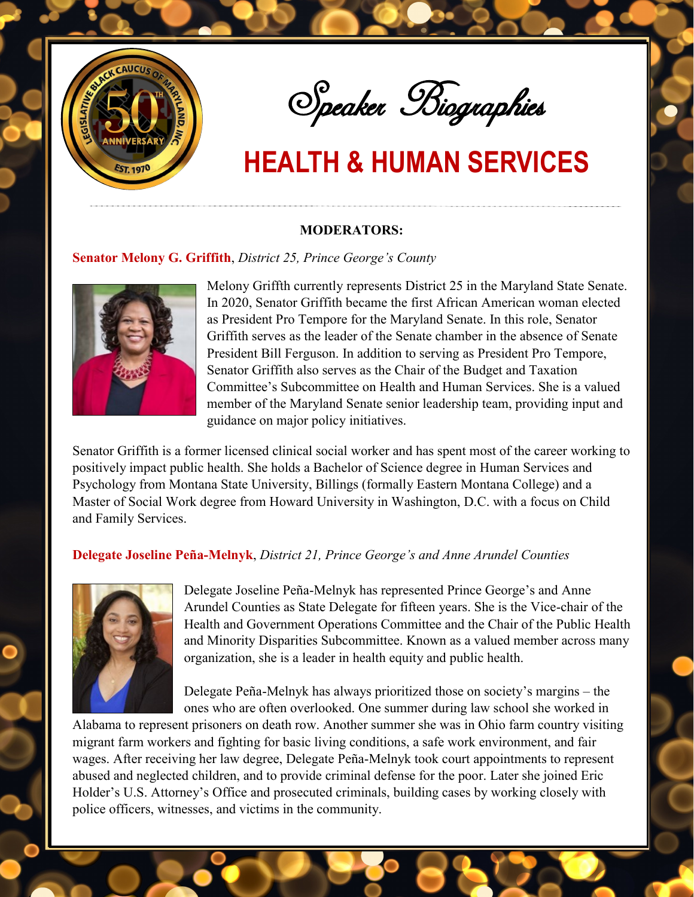# Speaker Biographies

## HEALTH & HUMAN SERVICES

**MODERATORS:**

**Senator Melony G. Griffith**, *District 25, Prince George's County*

Melony Griffth currently represents District 25 in the Maryland State Senate. In 2020, Senator Griffith became the first African American woman elected as President Pro Tempore for the Maryland Senate. In this role, Senator Griffith serves as the leader of the Senate chamber in the absence of Senate President Bill Ferguson. In addition to serving as President Pro Tempore, Senator Griffith also serves as the Chair of the Budget and Taxation Committee's Subcommittee on Health and Human Services. She is a valued member of the Maryland Senate senior leadership team, providing input and guidance on major policy initiatives.

Senator Griffith is a former licensed clinical social worker and has spent most of the career working to positively impact public health. She holds a Bachelor of Science degree in Human Services and Psychology from Montana State University, Billings (formally Eastern Montana College) and a Master of Social Work degree from Howard University in Washington, D.C. with a focus on Child and Family Services.

**Delegate Joseline Peña-Melnyk**, *District 21, Prince George's and Anne Arundel Counties*

Delegate Joseline Peña-Melnyk has represented Prince George's and Anne Arundel Counties as State Delegate for fifteen years. She is the Vice-chair of the Health and Government Operations Committee and the Chair of the Public Health and Minority Disparities Subcommittee. Known as a valued member across many organization, she is a leader in health equity and public health.

Delegate Peña-Melnyk has always prioritized those on society's margins – the ones who are often overlooked. One summer during law school she worked in Alabama to represent prisoners on death row. Another summer she was in Ohio farm country visiting migrant farm workers and fighting for basic living conditions, a safe work environment, and fair wages. After receiving her law degree, Delegate Peña-Melnyk took court appointments to represent abused and neglected children, and to provide criminal defense for the poor. Later she joined Eric Holder's U.S. Attorney's Office and prosecuted criminals, building cases by working closely with police officers, witnesses, and victims in the community.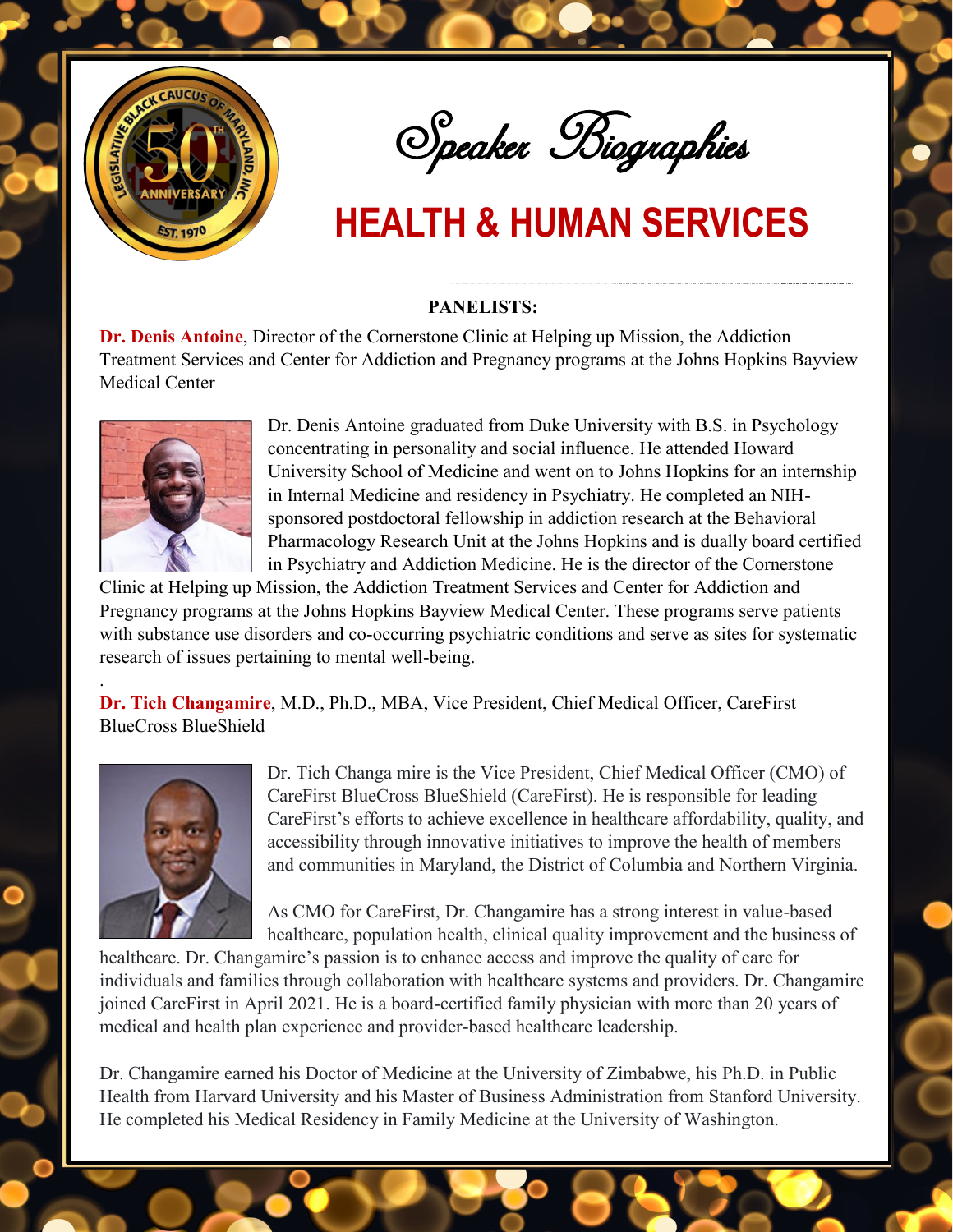# Speaker Biographies

## HEALTH & HUMAN SERVICES

**PANELISTS:**

**Dr. Denis Antoine**, Director of the Cornerstone Clinic at Helping up Mission, the Addiction Treatment Services and Center for Addiction and Pregnancy programs at the Johns Hopkins Bayview Medical Center

Dr. Denis Antoine graduated from Duke University with B.S. in Psychology concentrating in personality and social influence. He attended Howard University School of Medicine and went on to Johns Hopkins for an internship in Internal Medicine and residency in Psychiatry. He completed an NIH-sponsored postdoctoral fellowship in addiction research at the Behavioral Pharmacology Research Unit at the Johns Hopkins and is dually board certified in Psychiatry and Addiction Medicine. He is the director of the Cornerstone Clinic at Helping up Mission, the Addiction Treatment Services and Center for Addiction and Pregnancy programs at the Johns Hopkins Bayview Medical Center. These programs serve patients with substance use disorders and co-occurring psychiatric conditions and serve as sites for systematic research of issues pertaining to mental well-being.

**Dr. Tich Changamire**, M.D., Ph.D., MBA, Vice President, Chief Medical Officer, CareFirst BlueCross BlueShield

Dr. Tich Changa mire is the Vice President, Chief Medical Officer (CMO) of CareFirst BlueCross BlueShield (CareFirst). He is responsible for leading CareFirst's efforts to achieve excellence in healthcare affordability, quality, and accessibility through innovative initiatives to improve the health of members and communities in Maryland, the District of Columbia and Northern Virginia.

As CMO for CareFirst, Dr. Changamire has a strong interest in value-based healthcare, population health, clinical quality improvement and the business of healthcare. Dr. Changamire's passion is to enhance access and improve the quality of care for individuals and families through collaboration with healthcare systems and providers. Dr. Changamire joined CareFirst in April 2021. He is a board-certified family physician with more than 20 years of medical and health plan experience and provider-based healthcare leadership.

Dr. Changamire earned his Doctor of Medicine at the University of Zimbabwe, his Ph.D. in Public Health from Harvard University and his Master of Business Administration from Stanford University. He completed his Medical Residency in Family Medicine at the University of Washington.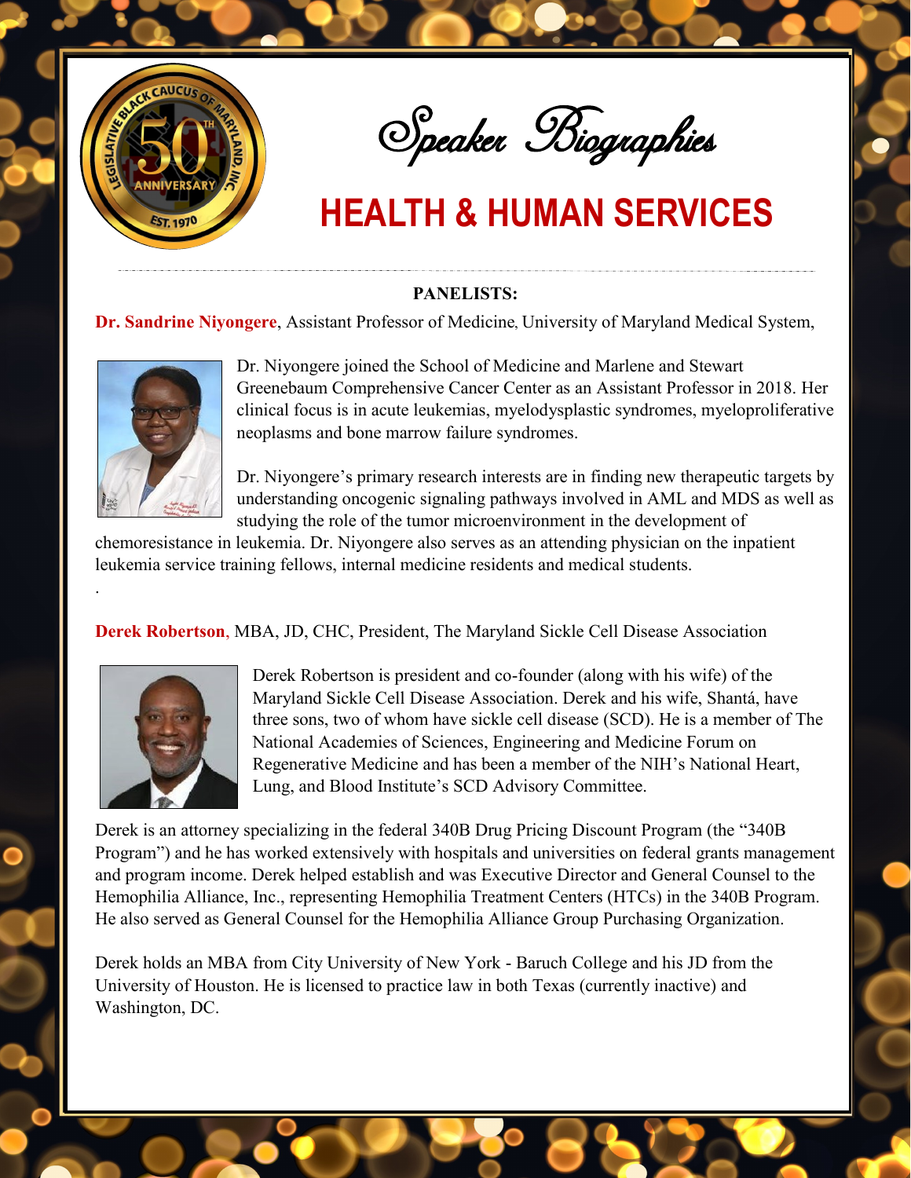# Speaker Biographies

## HEALTH & HUMAN SERVICES

**PANELISTS:**

**Dr. Sandrine Niyongere**, Assistant Professor of Medicine, University of Maryland Medical System,

Dr. Niyongere joined the School of Medicine and Marlene and Stewart Greenebaum Comprehensive Cancer Center as an Assistant Professor in 2018. Her clinical focus is in acute leukemias, myelodysplastic syndromes, myeloproliferative neoplasms and bone marrow failure syndromes.

Dr. Niyongere's primary research interests are in finding new therapeutic targets by understanding oncogenic signaling pathways involved in AML and MDS as well as studying the role of the tumor microenvironment in the development of chemoresistance in leukemia. Dr. Niyongere also serves as an attending physician on the inpatient leukemia service training fellows, internal medicine residents and medical students.

.

**Derek Robertson**, MBA, JD, CHC, President, The Maryland Sickle Cell Disease Association

Derek Robertson is president and co-founder (along with his wife) of the Maryland Sickle Cell Disease Association. Derek and his wife, Shantá, have three sons, two of whom have sickle cell disease (SCD). He is a member of The National Academies of Sciences, Engineering and Medicine Forum on Regenerative Medicine and has been a member of the NIH's National Heart, Lung, and Blood Institute's SCD Advisory Committee.

Derek is an attorney specializing in the federal 340B Drug Pricing Discount Program (the "340B Program") and he has worked extensively with hospitals and universities on federal grants management and program income. Derek helped establish and was Executive Director and General Counsel to the Hemophilia Alliance, Inc., representing Hemophilia Treatment Centers (HTCs) in the 340B Program. He also served as General Counsel for the Hemophilia Alliance Group Purchasing Organization.

Derek holds an MBA from City University of New York - Baruch College and his JD from the University of Houston. He is licensed to practice law in both Texas (currently inactive) and Washington, DC.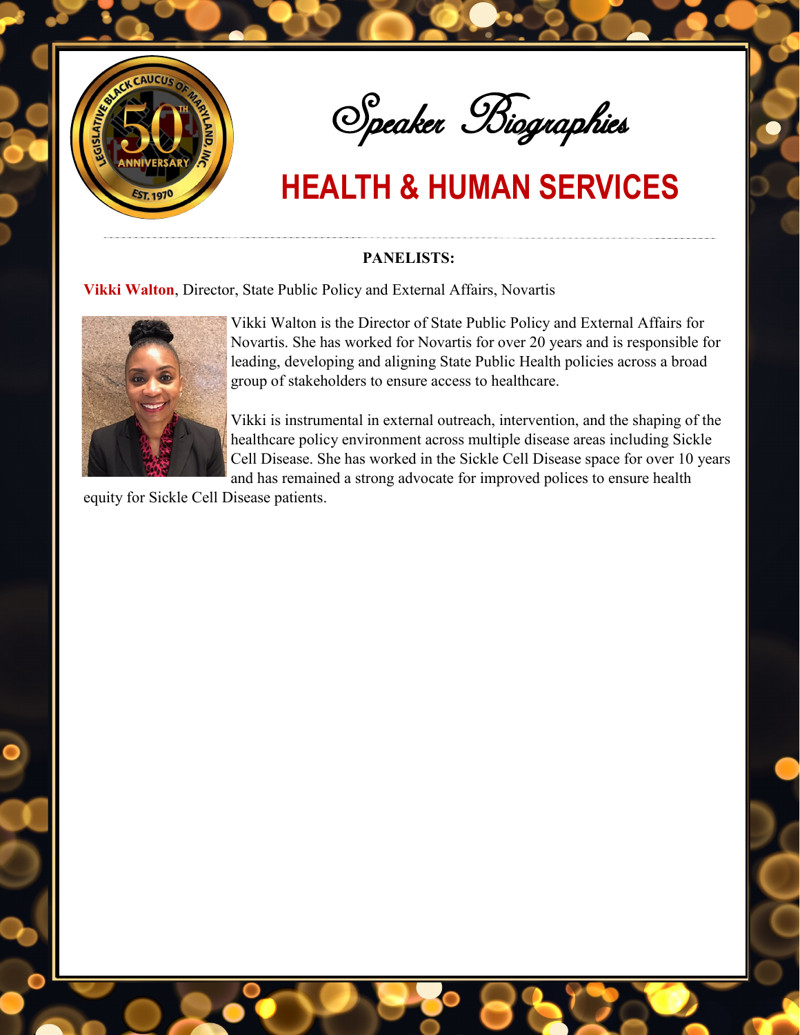# Speaker Biographies

## HEALTH & HUMAN SERVICES

**PANELISTS:**

**Vikki Walton**, Director, State Public Policy and External Affairs, Novartis

Vikki Walton is the Director of State Public Policy and External Affairs for Novartis. She has worked for Novartis for over 20 years and is responsible for leading, developing and aligning State Public Health policies across a broad group of stakeholders to ensure access to healthcare.

Vikki is instrumental in external outreach, intervention, and the shaping of the healthcare policy environment across multiple disease areas including Sickle Cell Disease. She has worked in the Sickle Cell Disease space for over 10 years and has remained a strong advocate for improved polices to ensure health equity for Sickle Cell Disease patients.